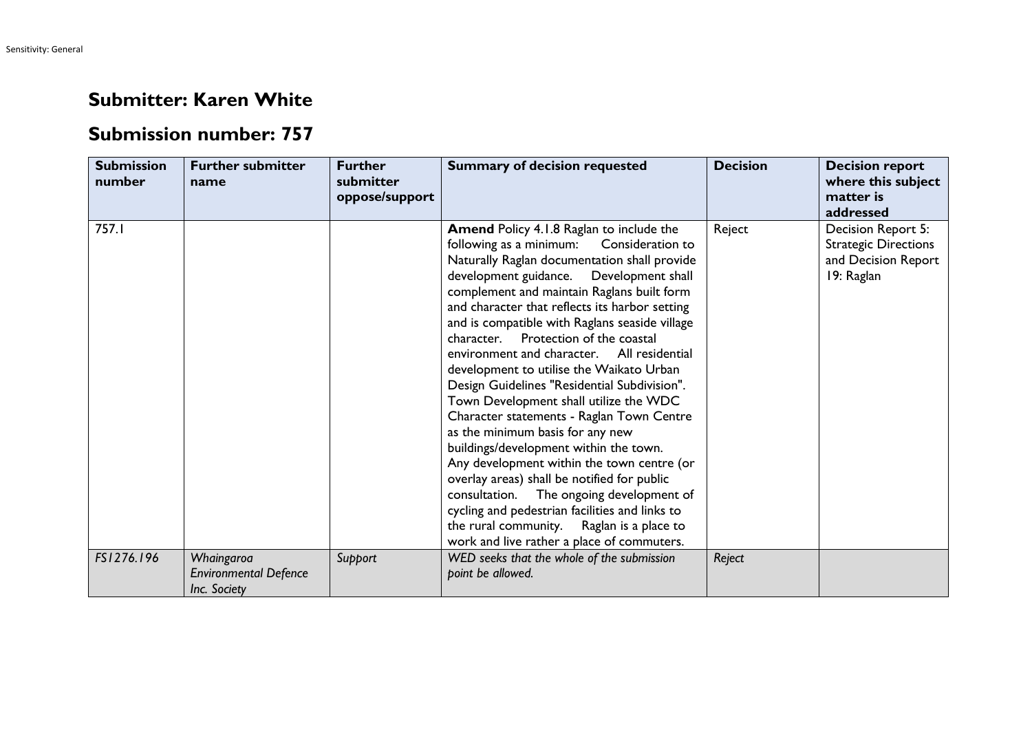## Submitter: Karen White

## Submission number: 757

| Submission number | Further submitter name | Further submitter oppose/support | Summary of decision requested | Decision | Decision report where this subject matter is addressed |
|---|---|---|---|---|---|
| 757.1 | | | **Amend** Policy 4.1.8 Raglan to include the following as a minimum: Consideration to Naturally Raglan documentation shall provide development guidance. Development shall complement and maintain Raglans built form and character that reflects its harbor setting and is compatible with Raglans seaside village character. Protection of the coastal environment and character. All residential development to utilise the Waikato Urban Design Guidelines "Residential Subdivision". Town Development shall utilize the WDC Character statements - Raglan Town Centre as the minimum basis for any new buildings/development within the town. Any development within the town centre (or overlay areas) shall be notified for public consultation. The ongoing development of cycling and pedestrian facilities and links to the rural community. Raglan is a place to work and live rather a place of commuters. | Reject | Decision Report 5: Strategic Directions and Decision Report 19: Raglan |
| *FS1276.196* | *Whaingaroa Environmental Defence Inc. Society* | *Support* | *WED seeks that the whole of the submission point be allowed.* | *Reject* | |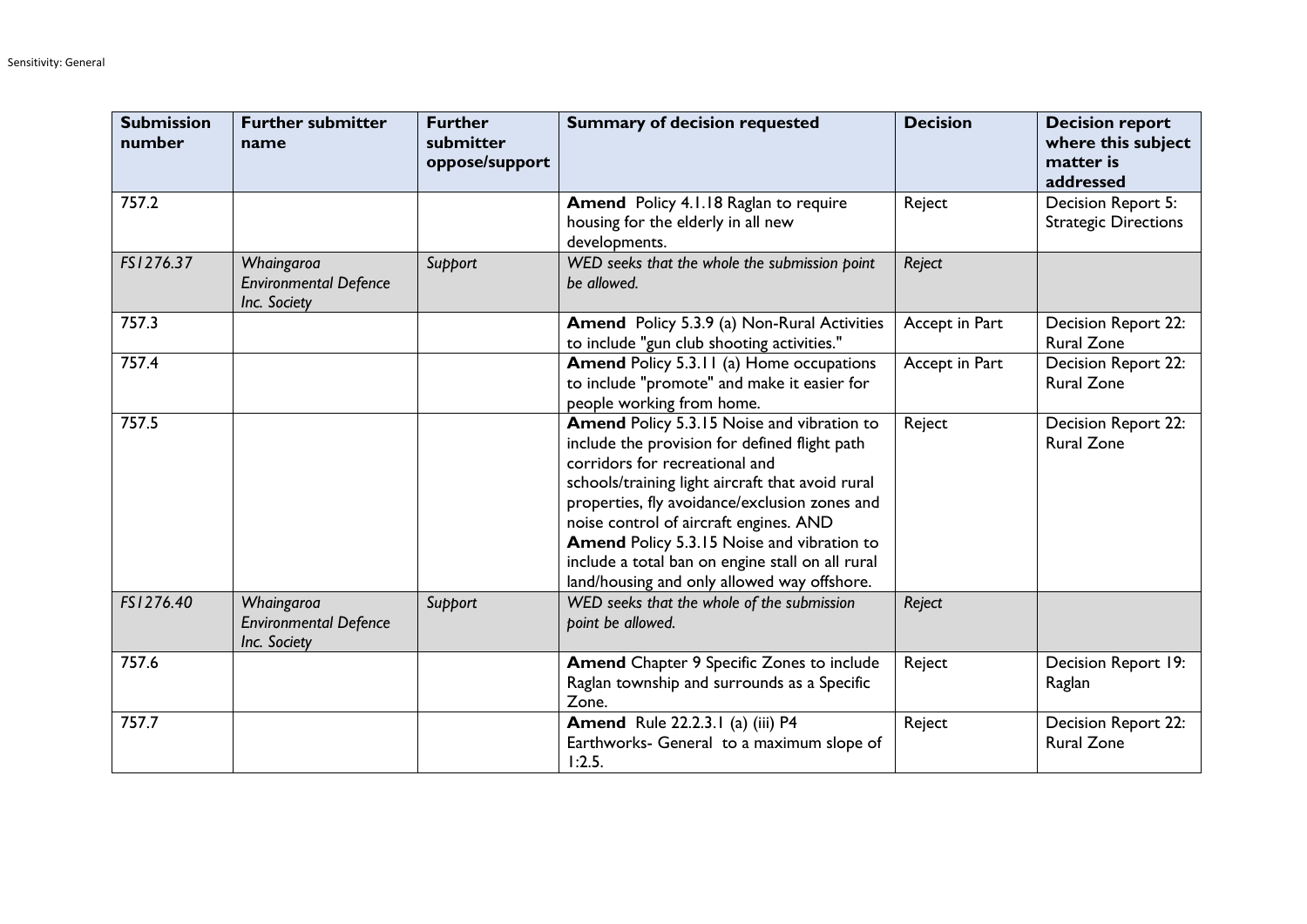| Submission number | Further submitter name | Further submitter oppose/support | Summary of decision requested | Decision | Decision report where this subject matter is addressed |
|---|---|---|---|---|---|
| 757.2 | | | **Amend** Policy 4.1.18 Raglan to require housing for the elderly in all new developments. | Reject | Decision Report 5: Strategic Directions |
| *FS1276.37* | *Whaingaroa Environmental Defence Inc. Society* | *Support* | *WED seeks that the whole the submission point be allowed.* | *Reject* | |
| 757.3 | | | **Amend** Policy 5.3.9 (a) Non-Rural Activities to include "gun club shooting activities." | Accept in Part | Decision Report 22: Rural Zone |
| 757.4 | | | **Amend** Policy 5.3.11 (a) Home occupations to include "promote" and make it easier for people working from home. | Accept in Part | Decision Report 22: Rural Zone |
| 757.5 | | | **Amend** Policy 5.3.15 Noise and vibration to include the provision for defined flight path corridors for recreational and schools/training light aircraft that avoid rural properties, fly avoidance/exclusion zones and noise control of aircraft engines. AND **Amend** Policy 5.3.15 Noise and vibration to include a total ban on engine stall on all rural land/housing and only allowed way offshore. | Reject | Decision Report 22: Rural Zone |
| *FS1276.40* | *Whaingaroa Environmental Defence Inc. Society* | *Support* | *WED seeks that the whole of the submission point be allowed.* | *Reject* | |
| 757.6 | | | **Amend** Chapter 9 Specific Zones to include Raglan township and surrounds as a Specific Zone. | Reject | Decision Report 19: Raglan |
| 757.7 | | | **Amend** Rule 22.2.3.1 (a) (iii) P4 Earthworks- General to a maximum slope of 1:2.5. | Reject | Decision Report 22: Rural Zone |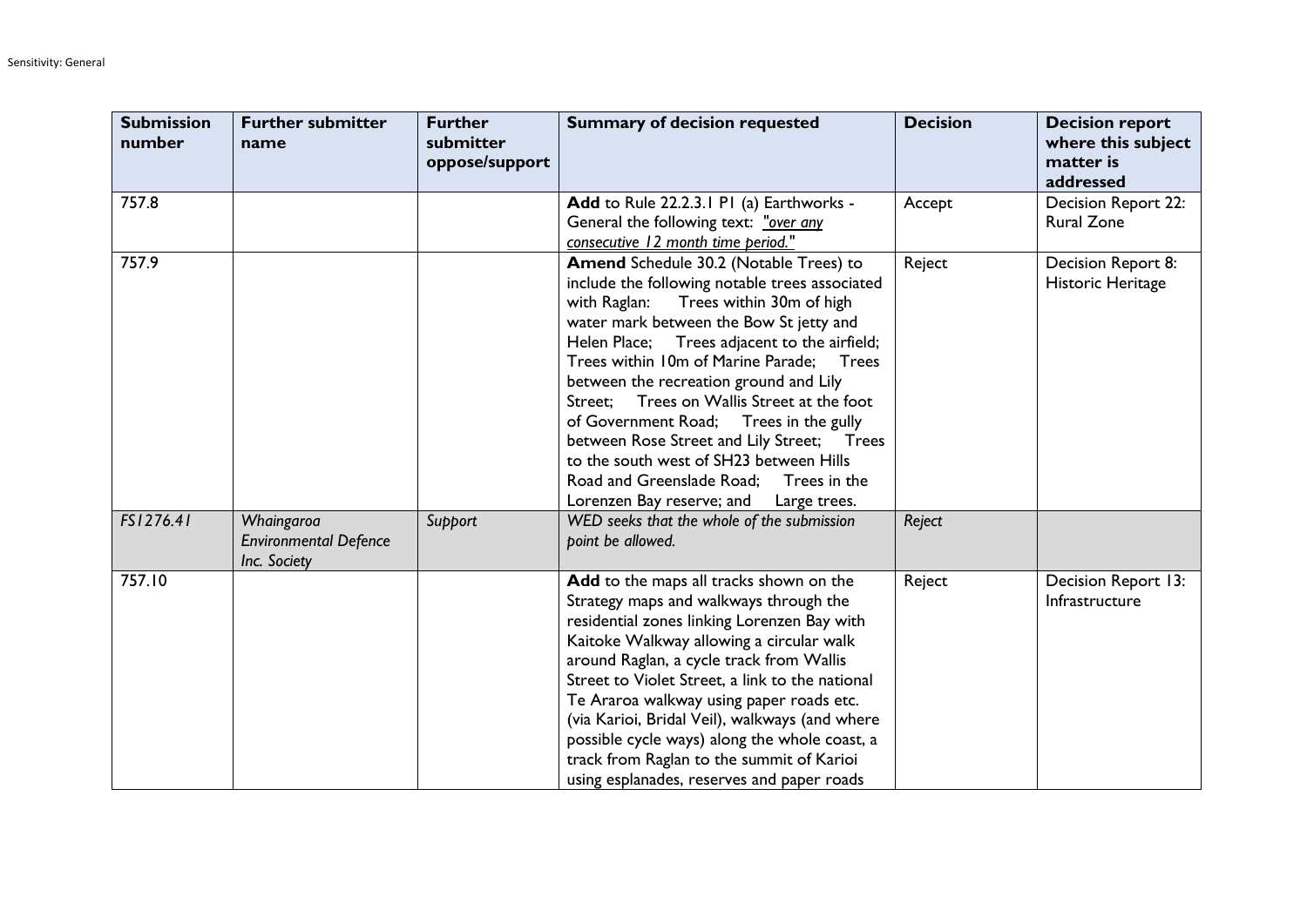| Submission number | Further submitter name | Further submitter oppose/support | Summary of decision requested | Decision | Decision report where this subject matter is addressed |
|---|---|---|---|---|---|
| 757.8 | | | **Add** to Rule 22.2.3.1 P1 (a) Earthworks - General the following text: "*over any consecutive 12 month time period.*" | Accept | Decision Report 22: Rural Zone |
| 757.9 | | | **Amend** Schedule 30.2 (Notable Trees) to include the following notable trees associated with Raglan: Trees within 30m of high water mark between the Bow St jetty and Helen Place; Trees adjacent to the airfield; Trees within 10m of Marine Parade; Trees between the recreation ground and Lily Street; Trees on Wallis Street at the foot of Government Road; Trees in the gully between Rose Street and Lily Street; Trees to the south west of SH23 between Hills Road and Greenslade Road; Trees in the Lorenzen Bay reserve; and Large trees. | Reject | Decision Report 8: Historic Heritage |
| *FS1276.41* | *Whaingaroa Environmental Defence Inc. Society* | *Support* | *WED seeks that the whole of the submission point be allowed.* | *Reject* | |
| 757.10 | | | **Add** to the maps all tracks shown on the Strategy maps and walkways through the residential zones linking Lorenzen Bay with Kaitoke Walkway allowing a circular walk around Raglan, a cycle track from Wallis Street to Violet Street, a link to the national Te Araroa walkway using paper roads etc. (via Karioi, Bridal Veil), walkways (and where possible cycle ways) along the whole coast, a track from Raglan to the summit of Karioi using esplanades, reserves and paper roads | Reject | Decision Report 13: Infrastructure |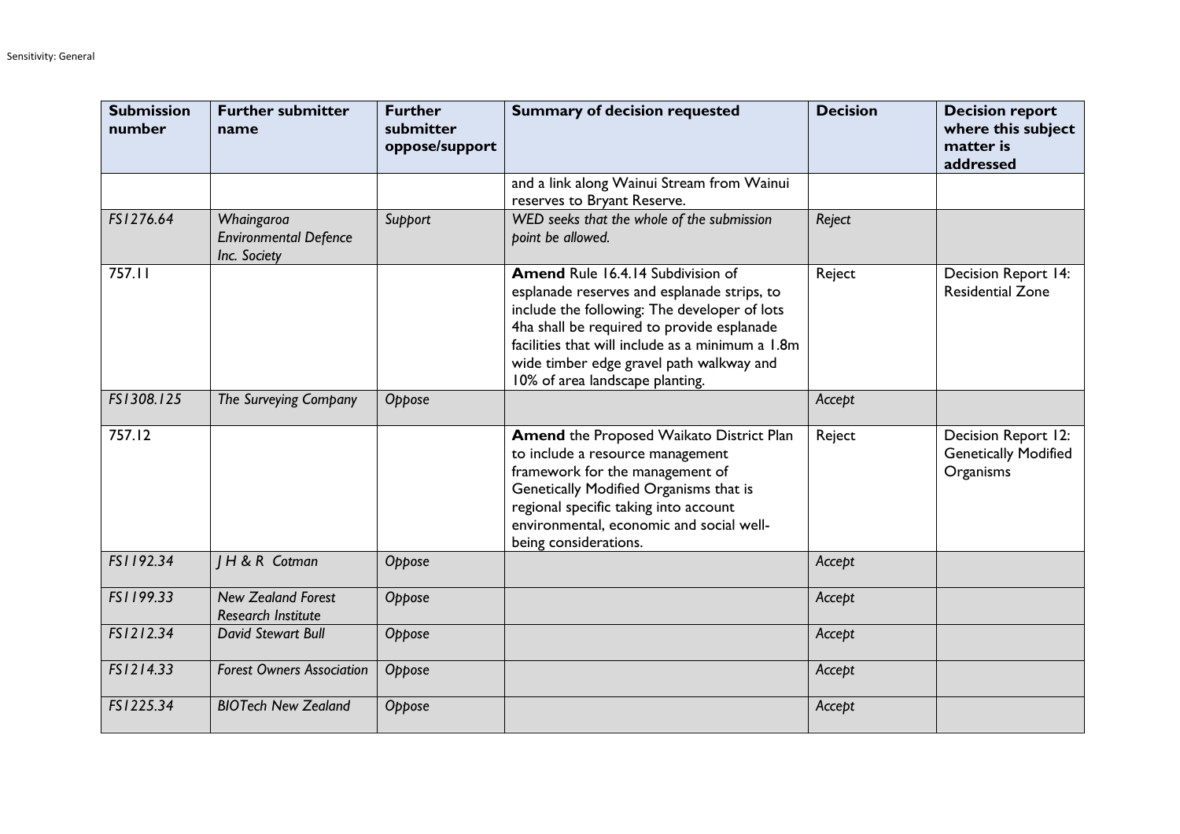| Submission number | Further submitter name | Further submitter oppose/support | Summary of decision requested | Decision | Decision report where this subject matter is addressed |
|---|---|---|---|---|---|
| | | | and a link along Wainui Stream from Wainui reserves to Bryant Reserve. | | |
| *FS1276.64* | *Whaingaroa Environmental Defence Inc. Society* | *Support* | *WED seeks that the whole of the submission point be allowed.* | *Reject* | |
| 757.11 | | | **Amend** Rule 16.4.14 Subdivision of esplanade reserves and esplanade strips, to include the following: The developer of lots 4ha shall be required to provide esplanade facilities that will include as a minimum a 1.8m wide timber edge gravel path walkway and 10% of area landscape planting. | Reject | Decision Report 14: Residential Zone |
| *FS1308.125* | *The Surveying Company* | *Oppose* | | *Accept* | |
| 757.12 | | | **Amend** the Proposed Waikato District Plan to include a resource management framework for the management of Genetically Modified Organisms that is regional specific taking into account environmental, economic and social well-being considerations. | Reject | Decision Report 12: Genetically Modified Organisms |
| *FS1192.34* | *J H & R Cotman* | *Oppose* | | *Accept* | |
| *FS1199.33* | *New Zealand Forest Research Institute* | *Oppose* | | *Accept* | |
| *FS1212.34* | *David Stewart Bull* | *Oppose* | | *Accept* | |
| *FS1214.33* | *Forest Owners Association* | *Oppose* | | *Accept* | |
| *FS1225.34* | *BIOTech New Zealand* | *Oppose* | | *Accept* | |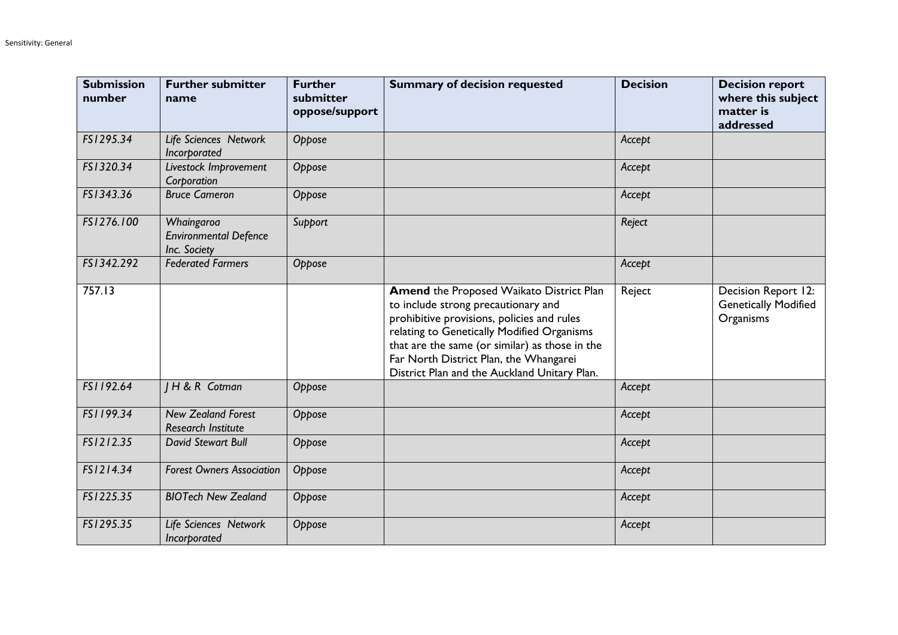| Submission number | Further submitter name | Further submitter oppose/support | Summary of decision requested | Decision | Decision report where this subject matter is addressed |
|---|---|---|---|---|---|
| *FS1295.34* | *Life Sciences Network Incorporated* | *Oppose* | | *Accept* | |
| *FS1320.34* | *Livestock Improvement Corporation* | *Oppose* | | *Accept* | |
| *FS1343.36* | *Bruce Cameron* | *Oppose* | | *Accept* | |
| *FS1276.100* | *Whaingaroa Environmental Defence Inc. Society* | *Support* | | *Reject* | |
| *FS1342.292* | *Federated Farmers* | *Oppose* | | *Accept* | |
| 757.13 | | | **Amend** the Proposed Waikato District Plan to include strong precautionary and prohibitive provisions, policies and rules relating to Genetically Modified Organisms that are the same (or similar) as those in the Far North District Plan, the Whangarei District Plan and the Auckland Unitary Plan. | Reject | Decision Report 12: Genetically Modified Organisms |
| *FS1192.64* | *J H & R Cotman* | *Oppose* | | *Accept* | |
| *FS1199.34* | *New Zealand Forest Research Institute* | *Oppose* | | *Accept* | |
| *FS1212.35* | *David Stewart Bull* | *Oppose* | | *Accept* | |
| *FS1214.34* | *Forest Owners Association* | *Oppose* | | *Accept* | |
| *FS1225.35* | *BIOTech New Zealand* | *Oppose* | | *Accept* | |
| *FS1295.35* | *Life Sciences Network Incorporated* | *Oppose* | | *Accept* | |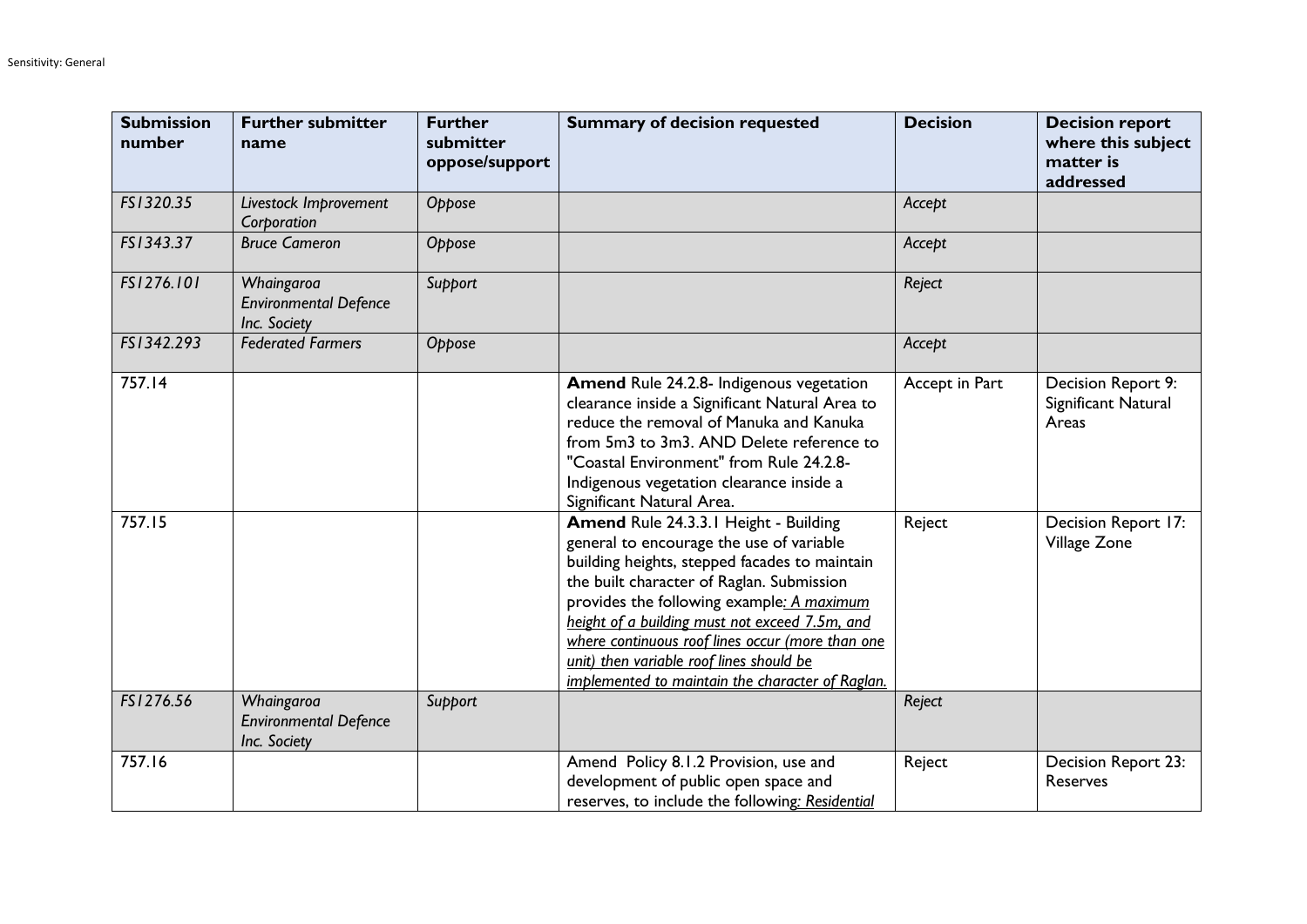| Submission number | Further submitter name | Further submitter oppose/support | Summary of decision requested | Decision | Decision report where this subject matter is addressed |
|---|---|---|---|---|---|
| *FS1320.35* | *Livestock Improvement Corporation* | *Oppose* | | *Accept* | |
| *FS1343.37* | *Bruce Cameron* | *Oppose* | | *Accept* | |
| *FS1276.101* | *Whaingaroa Environmental Defence Inc. Society* | *Support* | | *Reject* | |
| *FS1342.293* | *Federated Farmers* | *Oppose* | | *Accept* | |
| 757.14 | | | **Amend** Rule 24.2.8- Indigenous vegetation clearance inside a Significant Natural Area to reduce the removal of Manuka and Kanuka from 5m3 to 3m3. AND Delete reference to "Coastal Environment" from Rule 24.2.8- Indigenous vegetation clearance inside a Significant Natural Area. | Accept in Part | Decision Report 9: Significant Natural Areas |
| 757.15 | | | **Amend** Rule 24.3.3.1 Height - Building general to encourage the use of variable building heights, stepped facades to maintain the built character of Raglan. Submission provides the following example*: <u>A maximum height of a building must not exceed 7.5m, and where continuous roof lines occur (more than one unit) then variable roof lines should be implemented to maintain the character of Raglan.</u>* | Reject | Decision Report 17: Village Zone |
| *FS1276.56* | *Whaingaroa Environmental Defence Inc. Society* | *Support* | | *Reject* | |
| 757.16 | | | Amend Policy 8.1.2 Provision, use and development of public open space and reserves, to include the following*: <u>Residential</u>* | Reject | Decision Report 23: Reserves |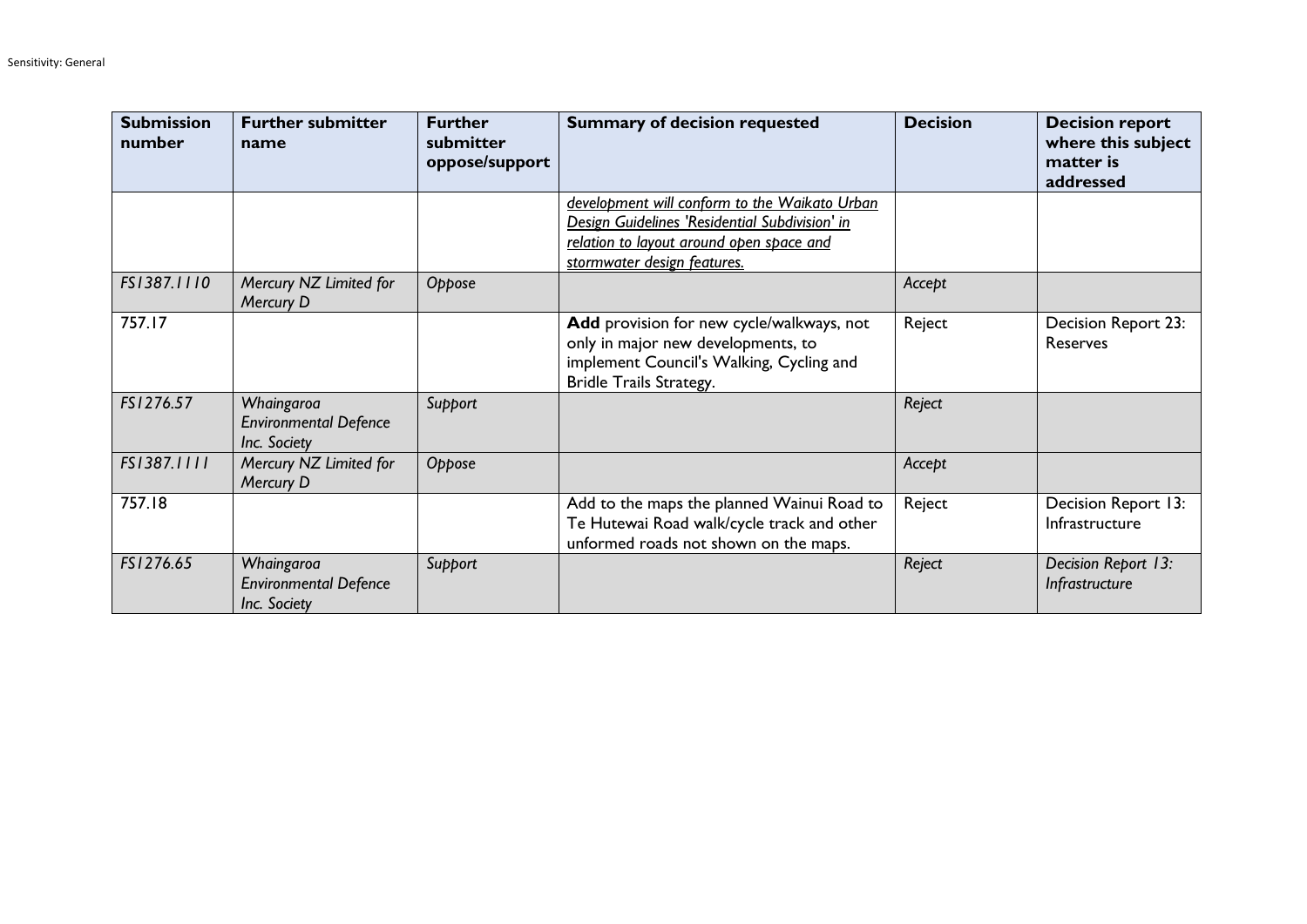| Submission number | Further submitter name | Further submitter oppose/support | Summary of decision requested | Decision | Decision report where this subject matter is addressed |
|---|---|---|---|---|---|
| | | | *development will conform to the Waikato Urban Design Guidelines 'Residential Subdivision' in relation to layout around open space and stormwater design features.* | | |
| *FS1387.1110* | *Mercury NZ Limited for Mercury D* | *Oppose* | | *Accept* | |
| 757.17 | | | **Add** provision for new cycle/walkways, not only in major new developments, to implement Council's Walking, Cycling and Bridle Trails Strategy. | Reject | Decision Report 23: Reserves |
| *FS1276.57* | *Whaingaroa Environmental Defence Inc. Society* | *Support* | | *Reject* | |
| *FS1387.1111* | *Mercury NZ Limited for Mercury D* | *Oppose* | | *Accept* | |
| 757.18 | | | Add to the maps the planned Wainui Road to Te Hutewai Road walk/cycle track and other unformed roads not shown on the maps. | Reject | Decision Report 13: Infrastructure |
| *FS1276.65* | *Whaingaroa Environmental Defence Inc. Society* | *Support* | | *Reject* | *Decision Report 13: Infrastructure* |